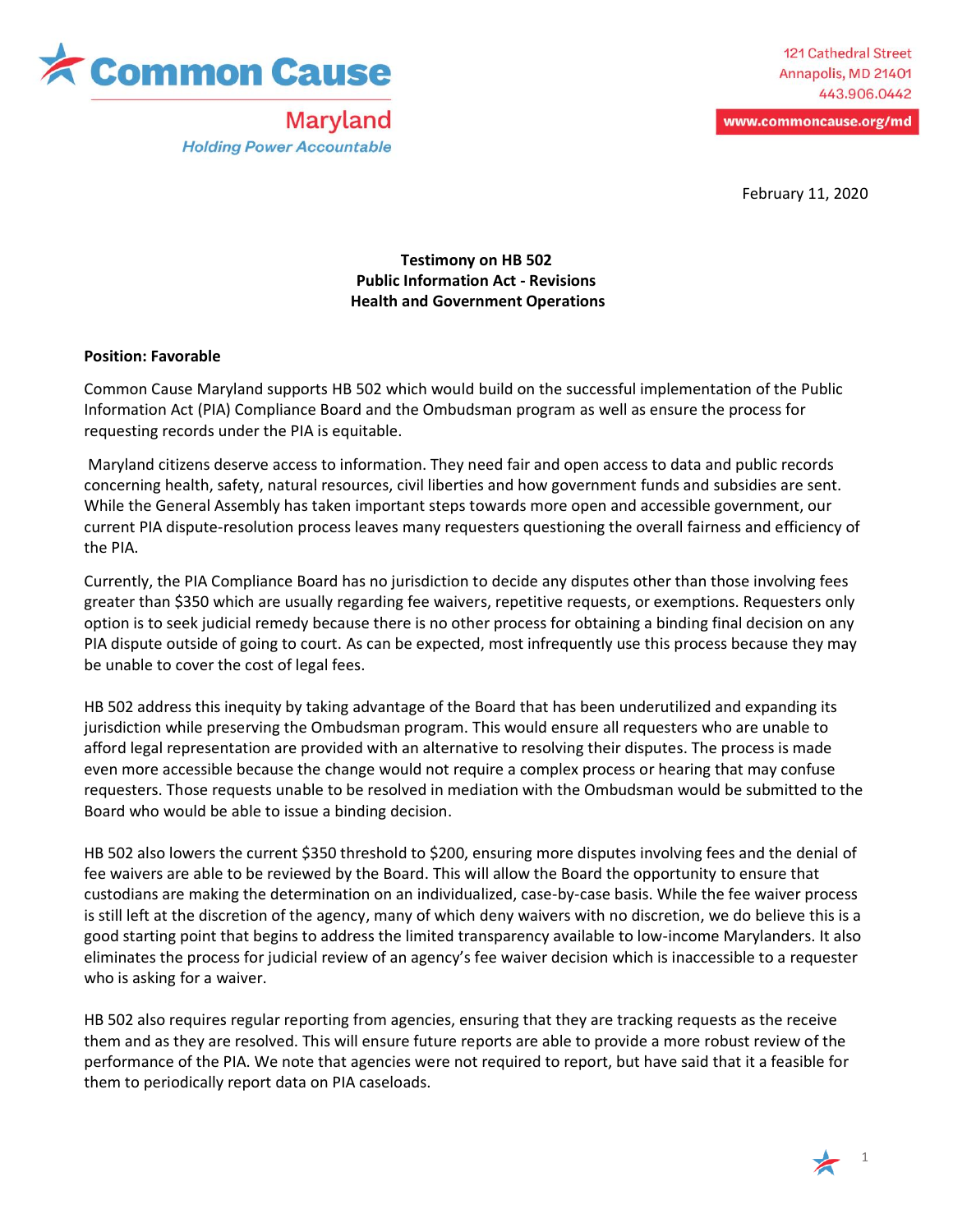# Common Cause

## Maryland

*Holding Power Accountable*

121 Cathedral Street
Annapolis, MD 21401
443.906.0442

www.commoncause.org/md

February 11, 2020

**Testimony on HB 502**
**Public Information Act - Revisions**
**Health and Government Operations**

**Position: Favorable**

Common Cause Maryland supports HB 502 which would build on the successful implementation of the Public Information Act (PIA) Compliance Board and the Ombudsman program as well as ensure the process for requesting records under the PIA is equitable.

Maryland citizens deserve access to information. They need fair and open access to data and public records concerning health, safety, natural resources, civil liberties and how government funds and subsidies are sent. While the General Assembly has taken important steps towards more open and accessible government, our current PIA dispute-resolution process leaves many requesters questioning the overall fairness and efficiency of the PIA.

Currently, the PIA Compliance Board has no jurisdiction to decide any disputes other than those involving fees greater than $350 which are usually regarding fee waivers, repetitive requests, or exemptions. Requesters only option is to seek judicial remedy because there is no other process for obtaining a binding final decision on any PIA dispute outside of going to court. As can be expected, most infrequently use this process because they may be unable to cover the cost of legal fees.

HB 502 address this inequity by taking advantage of the Board that has been underutilized and expanding its jurisdiction while preserving the Ombudsman program. This would ensure all requesters who are unable to afford legal representation are provided with an alternative to resolving their disputes. The process is made even more accessible because the change would not require a complex process or hearing that may confuse requesters. Those requests unable to be resolved in mediation with the Ombudsman would be submitted to the Board who would be able to issue a binding decision.

HB 502 also lowers the current $350 threshold to $200, ensuring more disputes involving fees and the denial of fee waivers are able to be reviewed by the Board. This will allow the Board the opportunity to ensure that custodians are making the determination on an individualized, case-by-case basis. While the fee waiver process is still left at the discretion of the agency, many of which deny waivers with no discretion, we do believe this is a good starting point that begins to address the limited transparency available to low-income Marylanders. It also eliminates the process for judicial review of an agency's fee waiver decision which is inaccessible to a requester who is asking for a waiver.

HB 502 also requires regular reporting from agencies, ensuring that they are tracking requests as the receive them and as they are resolved. This will ensure future reports are able to provide a more robust review of the performance of the PIA. We note that agencies were not required to report, but have said that it a feasible for them to periodically report data on PIA caseloads.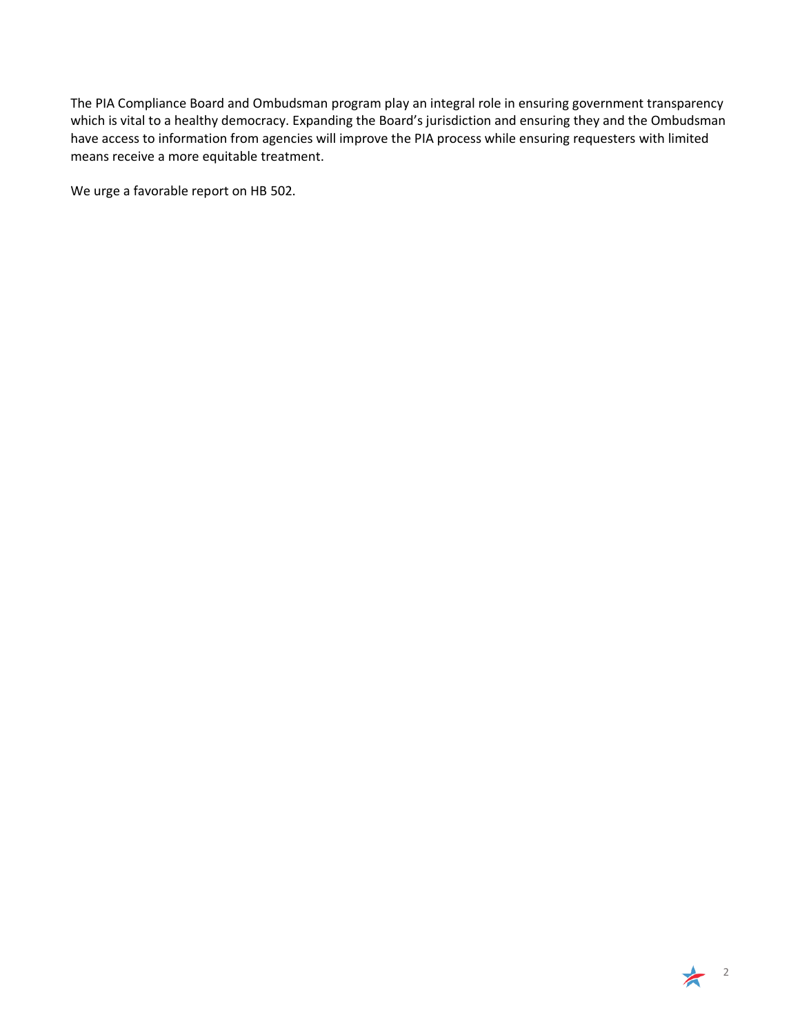The PIA Compliance Board and Ombudsman program play an integral role in ensuring government transparency which is vital to a healthy democracy. Expanding the Board's jurisdiction and ensuring they and the Ombudsman have access to information from agencies will improve the PIA process while ensuring requesters with limited means receive a more equitable treatment.

We urge a favorable report on HB 502.